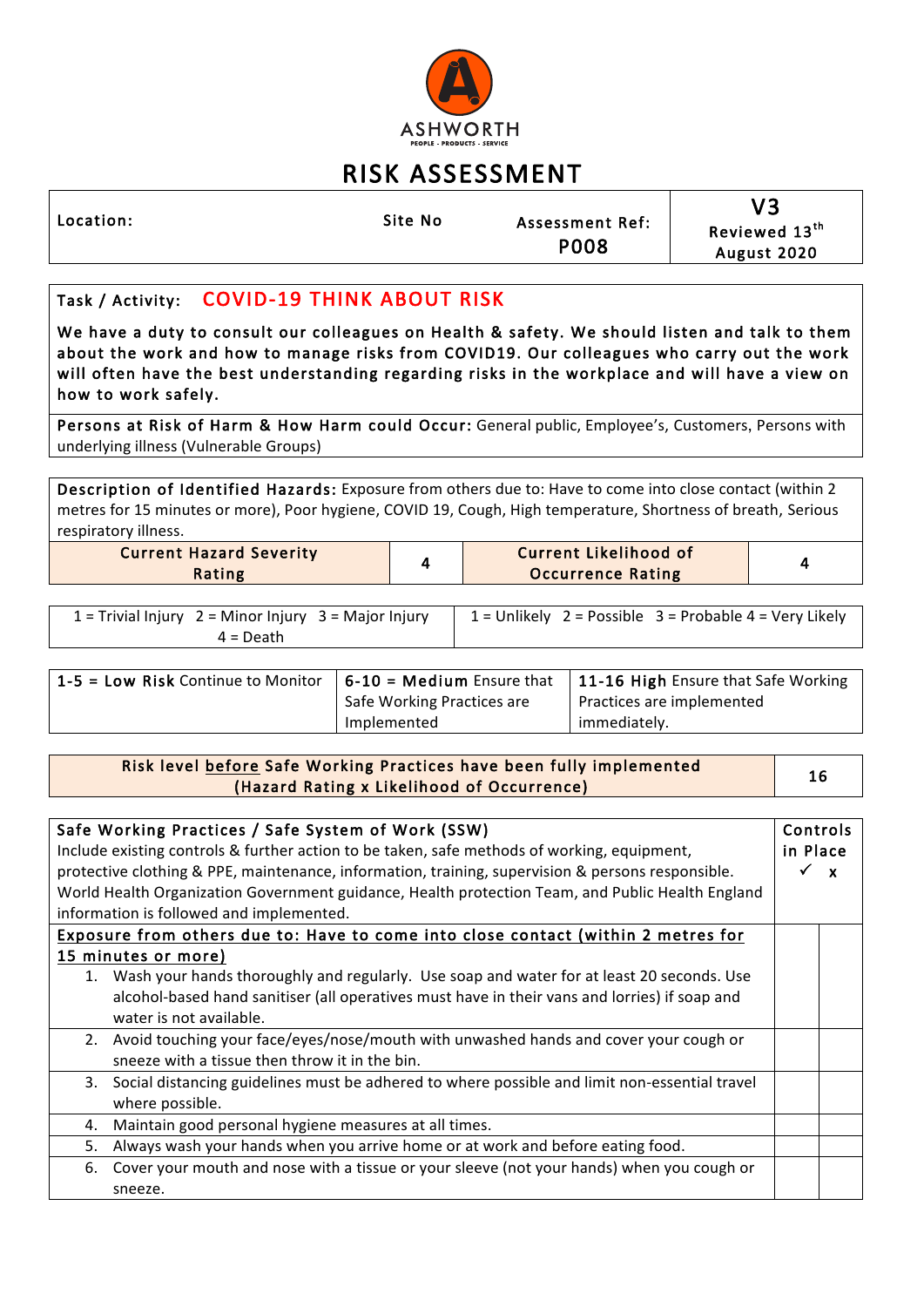ASHWORTH

PEOPLE - PRODUCTS - SERVICE

# RISK ASSESSMENT

| | | | |
|---|---|---|---|
| Location: | Site No | Assessment Ref: P008 | V3 Reviewed 13th August 2020 |

**Task / Activity:** **COVID-19 THINK ABOUT RISK**

**We have a duty to consult our colleagues on Health & safety. We should listen and talk to them about the work and how to manage risks from COVID19. Our colleagues who carry out the work will often have the best understanding regarding risks in the workplace and will have a view on how to work safely.**

**Persons at Risk of Harm & How Harm could Occur:** General public, Employee's, Customers, Persons with underlying illness (Vulnerable Groups)

**Description of Identified Hazards:** Exposure from others due to: Have to come into close contact (within 2 metres for 15 minutes or more), Poor hygiene, COVID 19, Cough, High temperature, Shortness of breath, Serious respiratory illness.

| | | | |
|---|---|---|---|
| Current Hazard Severity Rating | 4 | Current Likelihood of Occurrence Rating | 4 |

| | |
|---|---|
| 1 = Trivial Injury 2 = Minor Injury 3 = Major Injury 4 = Death | 1 = Unlikely 2 = Possible 3 = Probable 4 = Very Likely |

| | | |
|---|---|---|
| **1-5 = Low Risk** Continue to Monitor | **6-10 = Medium** Ensure that Safe Working Practices are Implemented | **11-16 High** Ensure that Safe Working Practices are implemented immediately. |

| | |
|---|---|
| Risk level <u>before</u> Safe Working Practices have been fully implemented (Hazard Rating x Likelihood of Occurrence) | 16 |

| **Safe Working Practices / Safe System of Work (SSW)** Include existing controls & further action to be taken, safe methods of working, equipment, protective clothing & PPE, maintenance, information, training, supervision & persons responsible. World Health Organization Government guidance, Health protection Team, and Public Health England information is followed and implemented. | Controls in Place ✓ | x |
|---|---|---|
| <u>**Exposure from others due to: Have to come into close contact (within 2 metres for 15 minutes or more)**</u> 1. Wash your hands thoroughly and regularly. Use soap and water for at least 20 seconds. Use alcohol-based hand sanitiser (all operatives must have in their vans and lorries) if soap and water is not available. | | |
| 2. Avoid touching your face/eyes/nose/mouth with unwashed hands and cover your cough or sneeze with a tissue then throw it in the bin. | | |
| 3. Social distancing guidelines must be adhered to where possible and limit non-essential travel where possible. | | |
| 4. Maintain good personal hygiene measures at all times. | | |
| 5. Always wash your hands when you arrive home or at work and before eating food. | | |
| 6. Cover your mouth and nose with a tissue or your sleeve (not your hands) when you cough or sneeze. | | |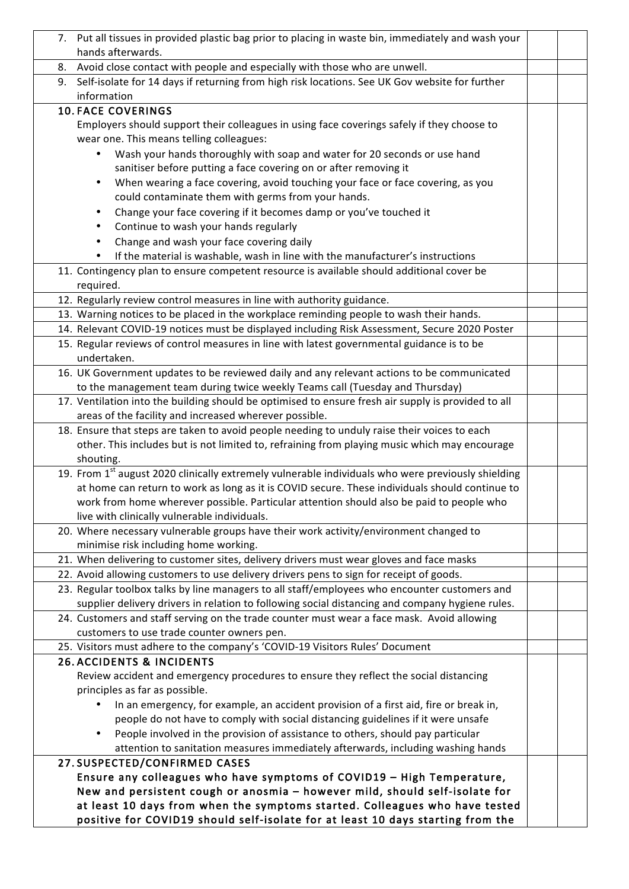| | | |
|---|---|---|
| 7. Put all tissues in provided plastic bag prior to placing in waste bin, immediately and wash your hands afterwards. | | |
| 8. Avoid close contact with people and especially with those who are unwell. | | |
| 9. Self-isolate for 14 days if returning from high risk locations. See UK Gov website for further information | | |
| **10. FACE COVERINGS**<br>Employers should support their colleagues in using face coverings safely if they choose to wear one. This means telling colleagues:<br>• Wash your hands thoroughly with soap and water for 20 seconds or use hand sanitiser before putting a face covering on or after removing it<br>• When wearing a face covering, avoid touching your face or face covering, as you could contaminate them with germs from your hands.<br>• Change your face covering if it becomes damp or you've touched it<br>• Continue to wash your hands regularly<br>• Change and wash your face covering daily<br>• If the material is washable, wash in line with the manufacturer's instructions | | |
| 11. Contingency plan to ensure competent resource is available should additional cover be required. | | |
| 12. Regularly review control measures in line with authority guidance. | | |
| 13. Warning notices to be placed in the workplace reminding people to wash their hands. | | |
| 14. Relevant COVID-19 notices must be displayed including Risk Assessment, Secure 2020 Poster | | |
| 15. Regular reviews of control measures in line with latest governmental guidance is to be undertaken. | | |
| 16. UK Government updates to be reviewed daily and any relevant actions to be communicated to the management team during twice weekly Teams call (Tuesday and Thursday) | | |
| 17. Ventilation into the building should be optimised to ensure fresh air supply is provided to all areas of the facility and increased wherever possible. | | |
| 18. Ensure that steps are taken to avoid people needing to unduly raise their voices to each other. This includes but is not limited to, refraining from playing music which may encourage shouting. | | |
| 19. From 1st august 2020 clinically extremely vulnerable individuals who were previously shielding at home can return to work as long as it is COVID secure. These individuals should continue to work from home wherever possible. Particular attention should also be paid to people who live with clinically vulnerable individuals. | | |
| 20. Where necessary vulnerable groups have their work activity/environment changed to minimise risk including home working. | | |
| 21. When delivering to customer sites, delivery drivers must wear gloves and face masks | | |
| 22. Avoid allowing customers to use delivery drivers pens to sign for receipt of goods. | | |
| 23. Regular toolbox talks by line managers to all staff/employees who encounter customers and supplier delivery drivers in relation to following social distancing and company hygiene rules. | | |
| 24. Customers and staff serving on the trade counter must wear a face mask. Avoid allowing customers to use trade counter owners pen. | | |
| 25. Visitors must adhere to the company's 'COVID-19 Visitors Rules' Document | | |
| **26. ACCIDENTS & INCIDENTS**<br>Review accident and emergency procedures to ensure they reflect the social distancing principles as far as possible.<br>• In an emergency, for example, an accident provision of a first aid, fire or break in, people do not have to comply with social distancing guidelines if it were unsafe<br>• People involved in the provision of assistance to others, should pay particular attention to sanitation measures immediately afterwards, including washing hands | | |
| **27. SUSPECTED/CONFIRMED CASES**<br>**Ensure any colleagues who have symptoms of COVID19 – High Temperature, New and persistent cough or anosmia – however mild, should self-isolate for at least 10 days from when the symptoms started. Colleagues who have tested positive for COVID19 should self-isolate for at least 10 days starting from the** | | |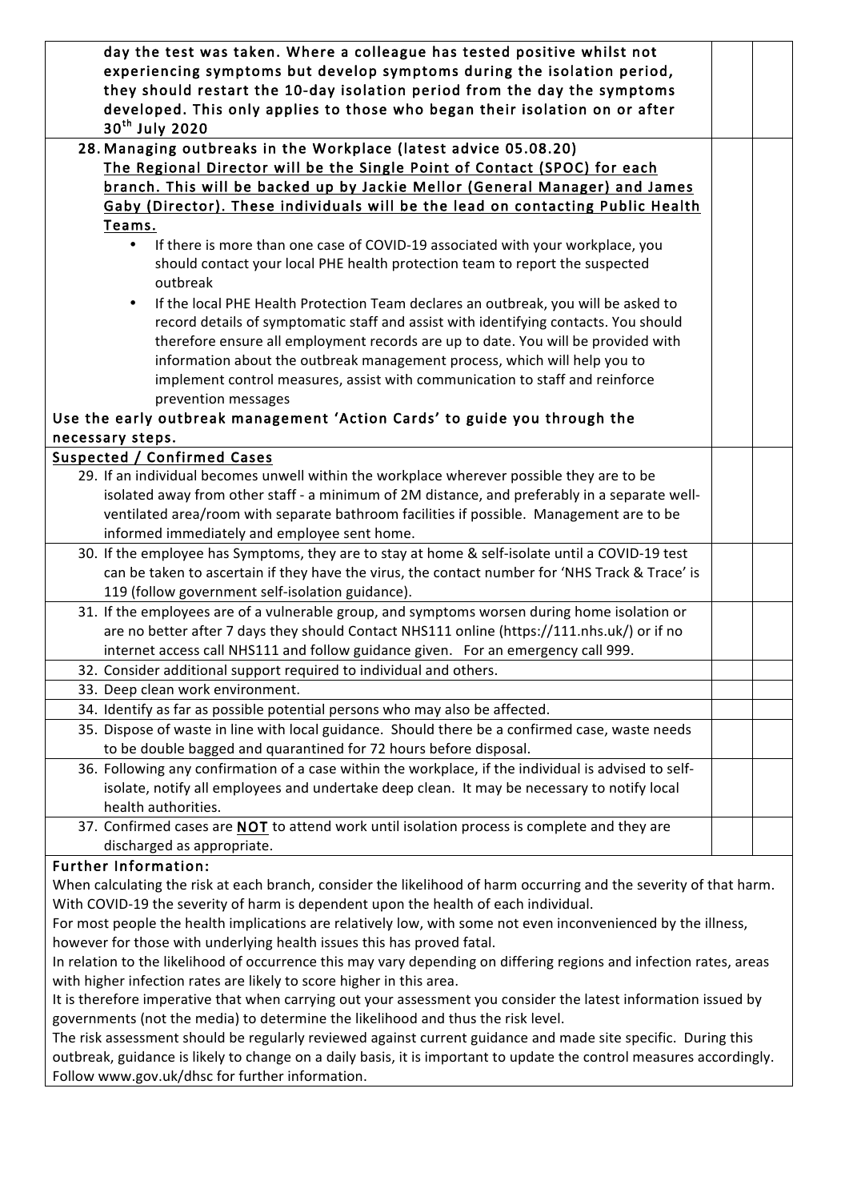| | | |
|---|---|---|
| day the test was taken. Where a colleague has tested positive whilst not experiencing symptoms but develop symptoms during the isolation period, they should restart the 10-day isolation period from the day the symptoms developed. This only applies to those who began their isolation on or after 30th July 2020 | | |
| 28. Managing outbreaks in the Workplace (latest advice 05.08.20)<br>The Regional Director will be the Single Point of Contact (SPOC) for each branch. This will be backed up by Jackie Mellor (General Manager) and James Gaby (Director). These individuals will be the lead on contacting Public Health Teams.<br>• If there is more than one case of COVID-19 associated with your workplace, you should contact your local PHE health protection team to report the suspected outbreak<br>• If the local PHE Health Protection Team declares an outbreak, you will be asked to record details of symptomatic staff and assist with identifying contacts. You should therefore ensure all employment records are up to date. You will be provided with information about the outbreak management process, which will help you to implement control measures, assist with communication to staff and reinforce prevention messages<br>Use the early outbreak management 'Action Cards' to guide you through the necessary steps. | | |
| **Suspected / Confirmed Cases**<br>29. If an individual becomes unwell within the workplace wherever possible they are to be isolated away from other staff - a minimum of 2M distance, and preferably in a separate well-ventilated area/room with separate bathroom facilities if possible. Management are to be informed immediately and employee sent home. | | |
| 30. If the employee has Symptoms, they are to stay at home & self-isolate until a COVID-19 test can be taken to ascertain if they have the virus, the contact number for 'NHS Track & Trace' is 119 (follow government self-isolation guidance). | | |
| 31. If the employees are of a vulnerable group, and symptoms worsen during home isolation or are no better after 7 days they should Contact NHS111 online (https://111.nhs.uk/) or if no internet access call NHS111 and follow guidance given. For an emergency call 999. | | |
| 32. Consider additional support required to individual and others. | | |
| 33. Deep clean work environment. | | |
| 34. Identify as far as possible potential persons who may also be affected. | | |
| 35. Dispose of waste in line with local guidance. Should there be a confirmed case, waste needs to be double bagged and quarantined for 72 hours before disposal. | | |
| 36. Following any confirmation of a case within the workplace, if the individual is advised to self-isolate, notify all employees and undertake deep clean. It may be necessary to notify local health authorities. | | |
| 37. Confirmed cases are **NOT** to attend work until isolation process is complete and they are discharged as appropriate. | | |

**Further Information:**

When calculating the risk at each branch, consider the likelihood of harm occurring and the severity of that harm. With COVID-19 the severity of harm is dependent upon the health of each individual.

For most people the health implications are relatively low, with some not even inconvenienced by the illness, however for those with underlying health issues this has proved fatal.

In relation to the likelihood of occurrence this may vary depending on differing regions and infection rates, areas with higher infection rates are likely to score higher in this area.

It is therefore imperative that when carrying out your assessment you consider the latest information issued by governments (not the media) to determine the likelihood and thus the risk level.

The risk assessment should be regularly reviewed against current guidance and made site specific. During this outbreak, guidance is likely to change on a daily basis, it is important to update the control measures accordingly. Follow www.gov.uk/dhsc for further information.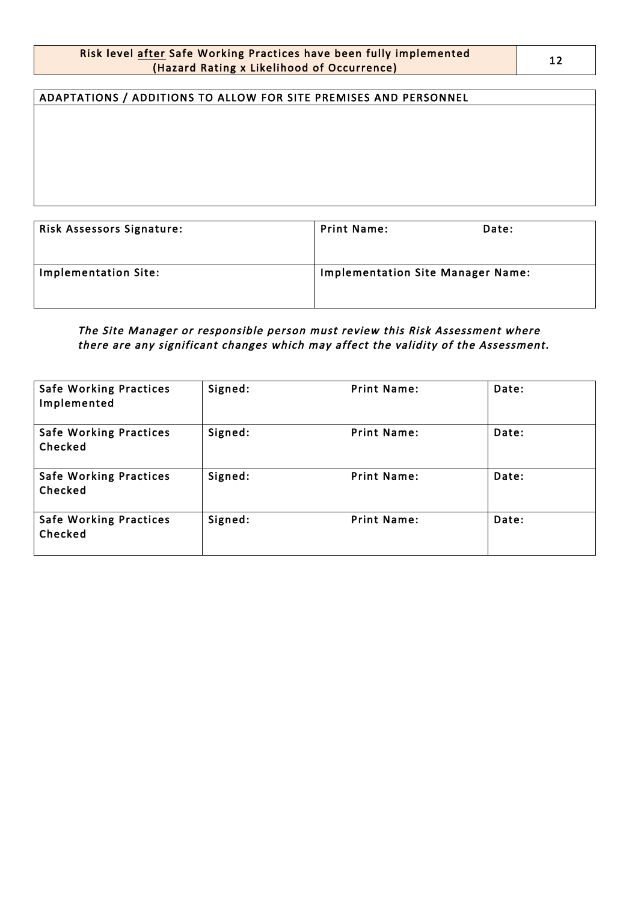| Risk level <u>after</u> Safe Working Practices have been fully implemented (Hazard Rating x Likelihood of Occurrence) | 12 |
|---|---|

| ADAPTATIONS / ADDITIONS TO ALLOW FOR SITE PREMISES AND PERSONNEL |
|---|
| |

| | |
|---|---|
| Risk Assessors Signature: | Print Name: Date: |
| Implementation Site: | Implementation Site Manager Name: |

*The Site Manager or responsible person must review this Risk Assessment where there are any significant changes which may affect the validity of the Assessment.*

| | | | |
|---|---|---|---|
| Safe Working Practices Implemented | Signed: | Print Name: | Date: |
| Safe Working Practices Checked | Signed: | Print Name: | Date: |
| Safe Working Practices Checked | Signed: | Print Name: | Date: |
| Safe Working Practices Checked | Signed: | Print Name: | Date: |